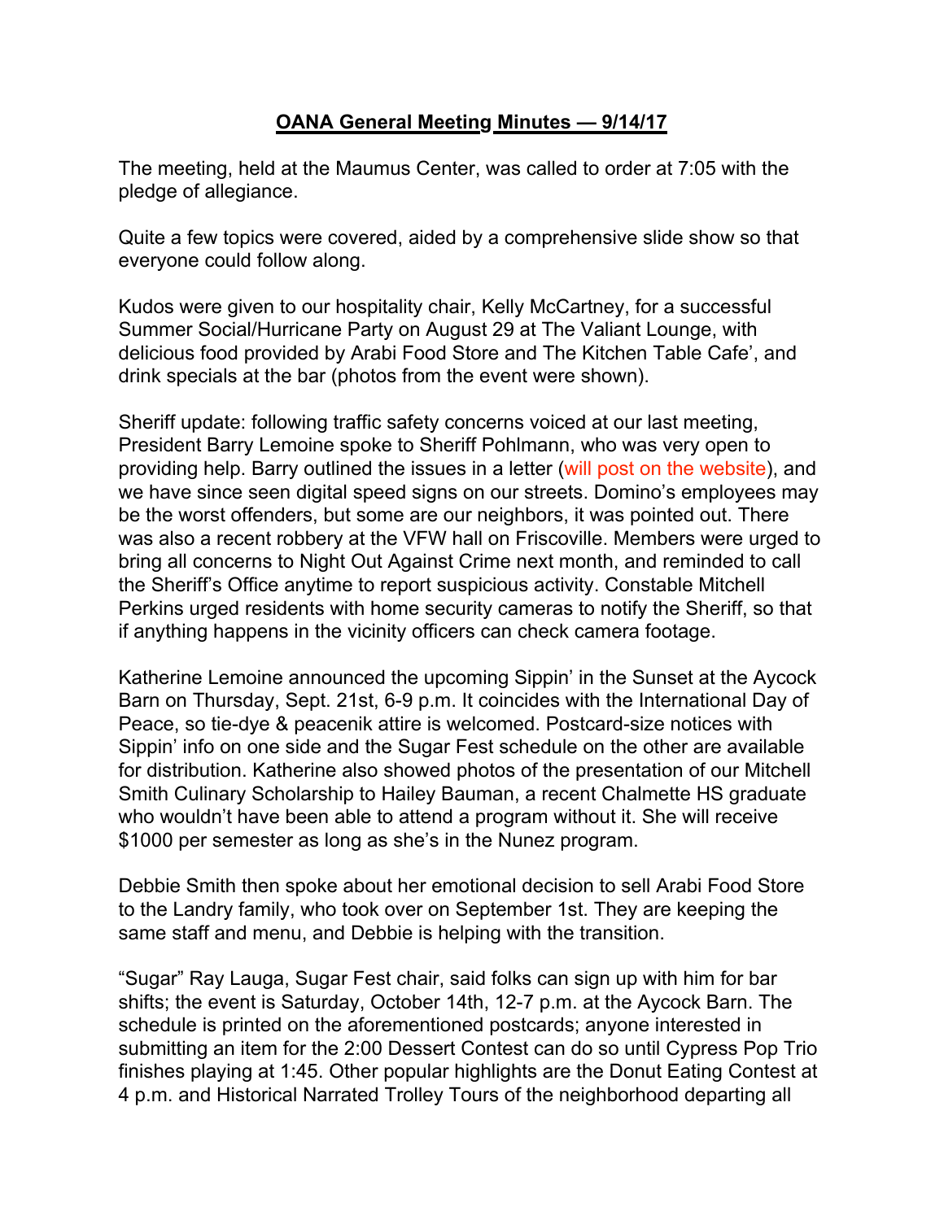## **OANA General Meeting Minutes — 9/14/17**

The meeting, held at the Maumus Center, was called to order at 7:05 with the pledge of allegiance.

Quite a few topics were covered, aided by a comprehensive slide show so that everyone could follow along.

Kudos were given to our hospitality chair, Kelly McCartney, for a successful Summer Social/Hurricane Party on August 29 at The Valiant Lounge, with delicious food provided by Arabi Food Store and The Kitchen Table Cafe', and drink specials at the bar (photos from the event were shown).

Sheriff update: following traffic safety concerns voiced at our last meeting, President Barry Lemoine spoke to Sheriff Pohlmann, who was very open to providing help. Barry outlined the issues in a letter (will post on the website), and we have since seen digital speed signs on our streets. Domino's employees may be the worst offenders, but some are our neighbors, it was pointed out. There was also a recent robbery at the VFW hall on Friscoville. Members were urged to bring all concerns to Night Out Against Crime next month, and reminded to call the Sheriff's Office anytime to report suspicious activity. Constable Mitchell Perkins urged residents with home security cameras to notify the Sheriff, so that if anything happens in the vicinity officers can check camera footage.

Katherine Lemoine announced the upcoming Sippin' in the Sunset at the Aycock Barn on Thursday, Sept. 21st, 6-9 p.m. It coincides with the International Day of Peace, so tie-dye & peacenik attire is welcomed. Postcard-size notices with Sippin' info on one side and the Sugar Fest schedule on the other are available for distribution. Katherine also showed photos of the presentation of our Mitchell Smith Culinary Scholarship to Hailey Bauman, a recent Chalmette HS graduate who wouldn't have been able to attend a program without it. She will receive $1000 per semester as long as she's in the Nunez program.

Debbie Smith then spoke about her emotional decision to sell Arabi Food Store to the Landry family, who took over on September 1st. They are keeping the same staff and menu, and Debbie is helping with the transition.

"Sugar" Ray Lauga, Sugar Fest chair, said folks can sign up with him for bar shifts; the event is Saturday, October 14th, 12-7 p.m. at the Aycock Barn. The schedule is printed on the aforementioned postcards; anyone interested in submitting an item for the 2:00 Dessert Contest can do so until Cypress Pop Trio finishes playing at 1:45. Other popular highlights are the Donut Eating Contest at 4 p.m. and Historical Narrated Trolley Tours of the neighborhood departing all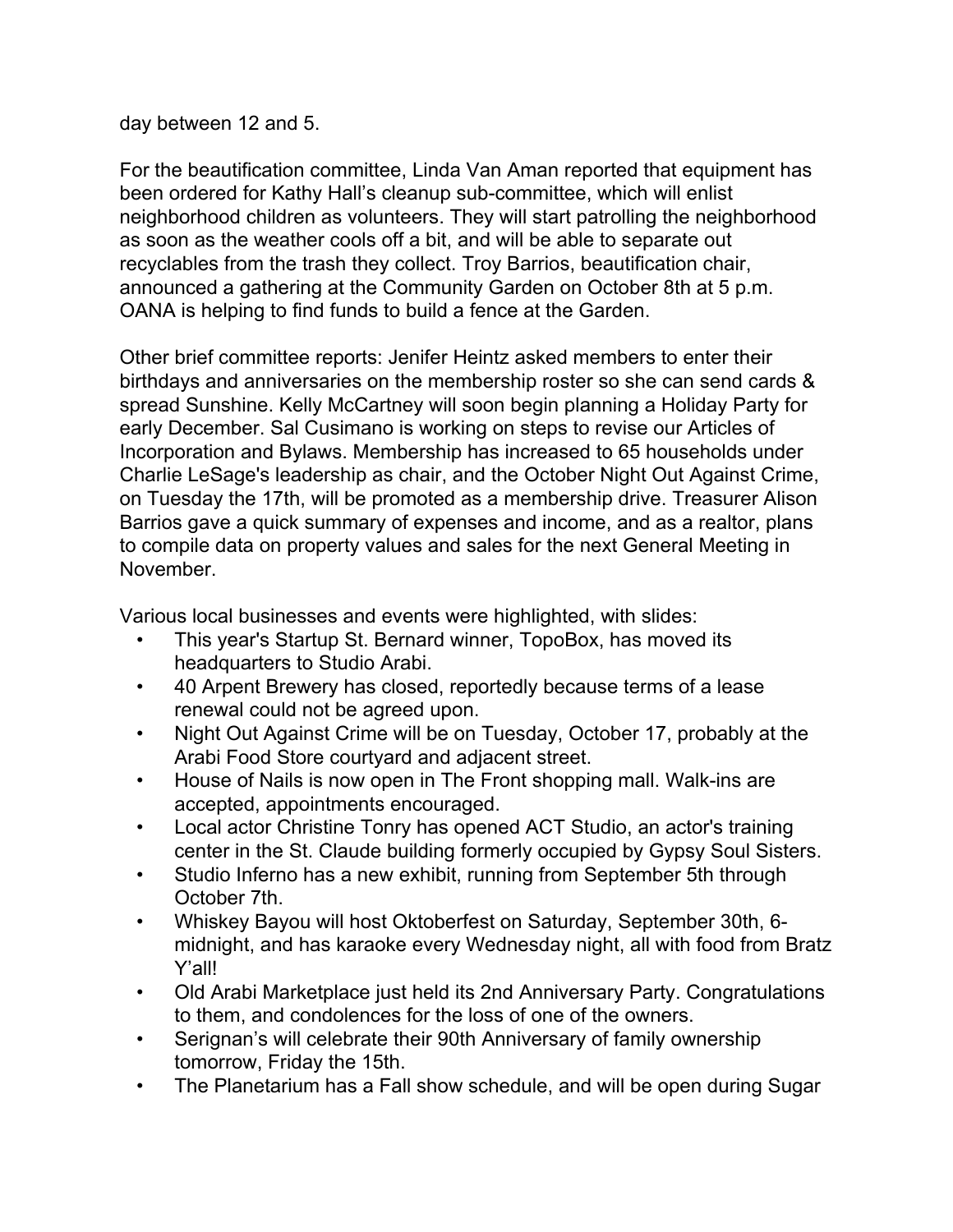day between 12 and 5.

For the beautification committee, Linda Van Aman reported that equipment has been ordered for Kathy Hall's cleanup sub-committee, which will enlist neighborhood children as volunteers. They will start patrolling the neighborhood as soon as the weather cools off a bit, and will be able to separate out recyclables from the trash they collect. Troy Barrios, beautification chair, announced a gathering at the Community Garden on October 8th at 5 p.m. OANA is helping to find funds to build a fence at the Garden.

Other brief committee reports: Jenifer Heintz asked members to enter their birthdays and anniversaries on the membership roster so she can send cards & spread Sunshine. Kelly McCartney will soon begin planning a Holiday Party for early December. Sal Cusimano is working on steps to revise our Articles of Incorporation and Bylaws. Membership has increased to 65 households under Charlie LeSage's leadership as chair, and the October Night Out Against Crime, on Tuesday the 17th, will be promoted as a membership drive. Treasurer Alison Barrios gave a quick summary of expenses and income, and as a realtor, plans to compile data on property values and sales for the next General Meeting in November.

Various local businesses and events were highlighted, with slides:

- This year's Startup St. Bernard winner, TopoBox, has moved its headquarters to Studio Arabi.
- 40 Arpent Brewery has closed, reportedly because terms of a lease renewal could not be agreed upon.
- Night Out Against Crime will be on Tuesday, October 17, probably at the Arabi Food Store courtyard and adjacent street.
- House of Nails is now open in The Front shopping mall. Walk-ins are accepted, appointments encouraged.
- Local actor Christine Tonry has opened ACT Studio, an actor's training center in the St. Claude building formerly occupied by Gypsy Soul Sisters.
- Studio Inferno has a new exhibit, running from September 5th through October 7th.
- Whiskey Bayou will host Oktoberfest on Saturday, September 30th, 6-midnight, and has karaoke every Wednesday night, all with food from Bratz Y'all!
- Old Arabi Marketplace just held its 2nd Anniversary Party. Congratulations to them, and condolences for the loss of one of the owners.
- Serignan's will celebrate their 90th Anniversary of family ownership tomorrow, Friday the 15th.
- The Planetarium has a Fall show schedule, and will be open during Sugar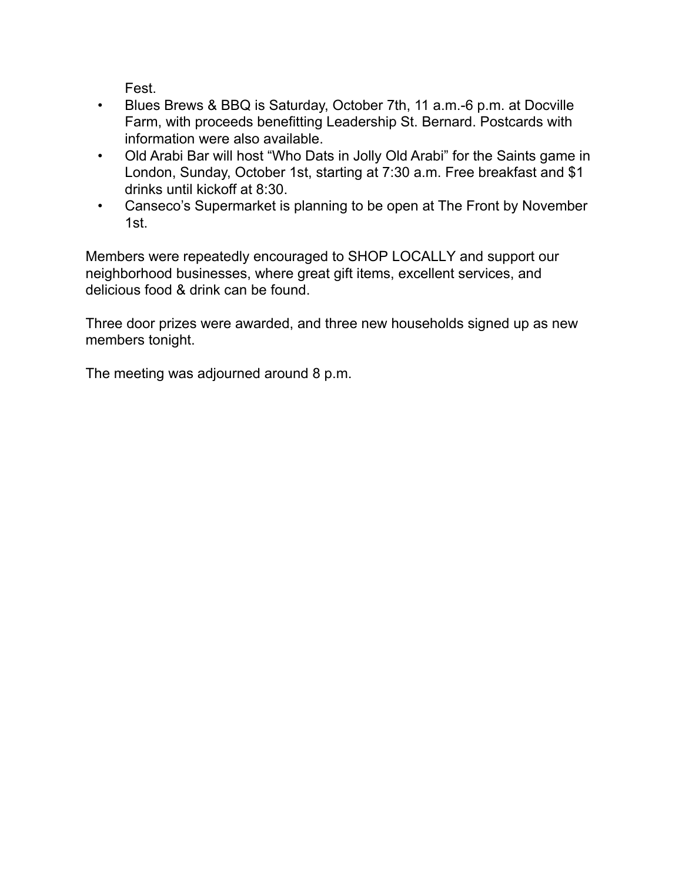Fest.

- Blues Brews & BBQ is Saturday, October 7th, 11 a.m.-6 p.m. at Docville Farm, with proceeds benefitting Leadership St. Bernard. Postcards with information were also available.
- Old Arabi Bar will host "Who Dats in Jolly Old Arabi" for the Saints game in London, Sunday, October 1st, starting at 7:30 a.m. Free breakfast and $1 drinks until kickoff at 8:30.
- Canseco's Supermarket is planning to be open at The Front by November 1st.

Members were repeatedly encouraged to SHOP LOCALLY and support our neighborhood businesses, where great gift items, excellent services, and delicious food & drink can be found.

Three door prizes were awarded, and three new households signed up as new members tonight.

The meeting was adjourned around 8 p.m.